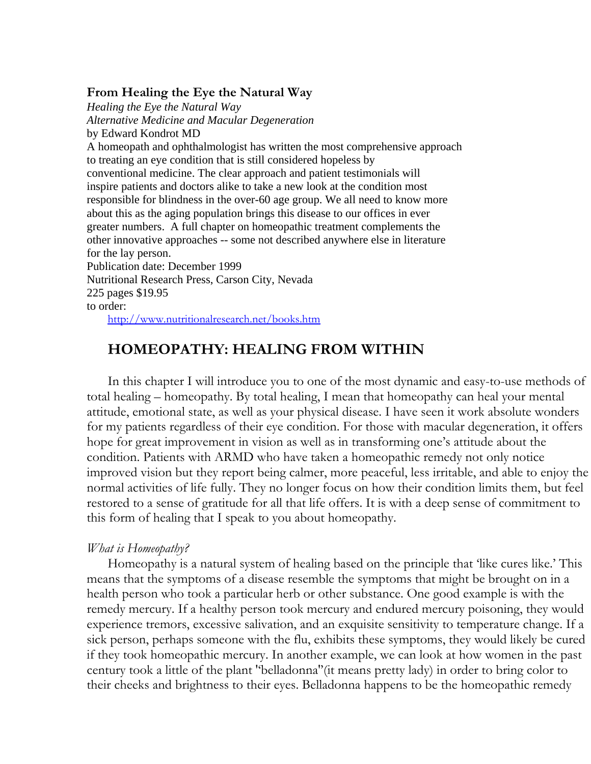**From Healing the Eye the Natural Way**

*Healing the Eye the Natural Way*
*Alternative Medicine and Macular Degeneration*
by Edward Kondrot MD
A homeopath and ophthalmologist has written the most comprehensive approach to treating an eye condition that is still considered hopeless by conventional medicine. The clear approach and patient testimonials will inspire patients and doctors alike to take a new look at the condition most responsible for blindness in the over-60 age group. We all need to know more about this as the aging population brings this disease to our offices in ever greater numbers. A full chapter on homeopathic treatment complements the other innovative approaches -- some not described anywhere else in literature for the lay person.
Publication date: December 1999
Nutritional Research Press, Carson City, Nevada
225 pages $19.95
to order:
http://www.nutritionalresearch.net/books.htm

## HOMEOPATHY: HEALING FROM WITHIN

In this chapter I will introduce you to one of the most dynamic and easy-to-use methods of total healing – homeopathy. By total healing, I mean that homeopathy can heal your mental attitude, emotional state, as well as your physical disease. I have seen it work absolute wonders for my patients regardless of their eye condition. For those with macular degeneration, it offers hope for great improvement in vision as well as in transforming one's attitude about the condition. Patients with ARMD who have taken a homeopathic remedy not only notice improved vision but they report being calmer, more peaceful, less irritable, and able to enjoy the normal activities of life fully. They no longer focus on how their condition limits them, but feel restored to a sense of gratitude for all that life offers. It is with a deep sense of commitment to this form of healing that I speak to you about homeopathy.

*What is Homeopathy?*

Homeopathy is a natural system of healing based on the principle that 'like cures like.' This means that the symptoms of a disease resemble the symptoms that might be brought on in a health person who took a particular herb or other substance. One good example is with the remedy mercury. If a healthy person took mercury and endured mercury poisoning, they would experience tremors, excessive salivation, and an exquisite sensitivity to temperature change. If a sick person, perhaps someone with the flu, exhibits these symptoms, they would likely be cured if they took homeopathic mercury. In another example, we can look at how women in the past century took a little of the plant "belladonna"(it means pretty lady) in order to bring color to their cheeks and brightness to their eyes. Belladonna happens to be the homeopathic remedy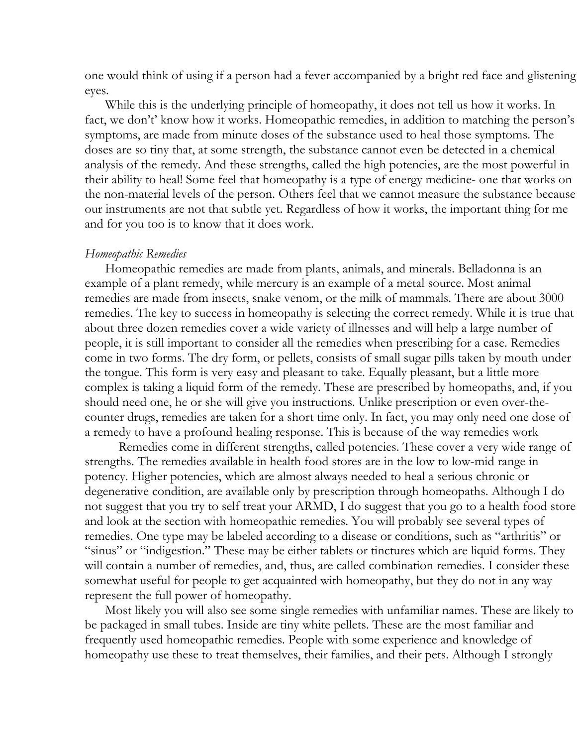one would think of using if a person had a fever accompanied by a bright red face and glistening eyes.

While this is the underlying principle of homeopathy, it does not tell us how it works. In fact, we don't' know how it works. Homeopathic remedies, in addition to matching the person's symptoms, are made from minute doses of the substance used to heal those symptoms. The doses are so tiny that, at some strength, the substance cannot even be detected in a chemical analysis of the remedy. And these strengths, called the high potencies, are the most powerful in their ability to heal! Some feel that homeopathy is a type of energy medicine- one that works on the non-material levels of the person. Others feel that we cannot measure the substance because our instruments are not that subtle yet. Regardless of how it works, the important thing for me and for you too is to know that it does work.

*Homeopathic Remedies*

Homeopathic remedies are made from plants, animals, and minerals. Belladonna is an example of a plant remedy, while mercury is an example of a metal source. Most animal remedies are made from insects, snake venom, or the milk of mammals. There are about 3000 remedies. The key to success in homeopathy is selecting the correct remedy. While it is true that about three dozen remedies cover a wide variety of illnesses and will help a large number of people, it is still important to consider all the remedies when prescribing for a case. Remedies come in two forms. The dry form, or pellets, consists of small sugar pills taken by mouth under the tongue. This form is very easy and pleasant to take. Equally pleasant, but a little more complex is taking a liquid form of the remedy. These are prescribed by homeopaths, and, if you should need one, he or she will give you instructions. Unlike prescription or even over-the-counter drugs, remedies are taken for a short time only. In fact, you may only need one dose of a remedy to have a profound healing response. This is because of the way remedies work

Remedies come in different strengths, called potencies. These cover a very wide range of strengths. The remedies available in health food stores are in the low to low-mid range in potency. Higher potencies, which are almost always needed to heal a serious chronic or degenerative condition, are available only by prescription through homeopaths. Although I do not suggest that you try to self treat your ARMD, I do suggest that you go to a health food store and look at the section with homeopathic remedies. You will probably see several types of remedies. One type may be labeled according to a disease or conditions, such as "arthritis" or "sinus" or "indigestion." These may be either tablets or tinctures which are liquid forms. They will contain a number of remedies, and, thus, are called combination remedies. I consider these somewhat useful for people to get acquainted with homeopathy, but they do not in any way represent the full power of homeopathy.

Most likely you will also see some single remedies with unfamiliar names. These are likely to be packaged in small tubes. Inside are tiny white pellets. These are the most familiar and frequently used homeopathic remedies. People with some experience and knowledge of homeopathy use these to treat themselves, their families, and their pets. Although I strongly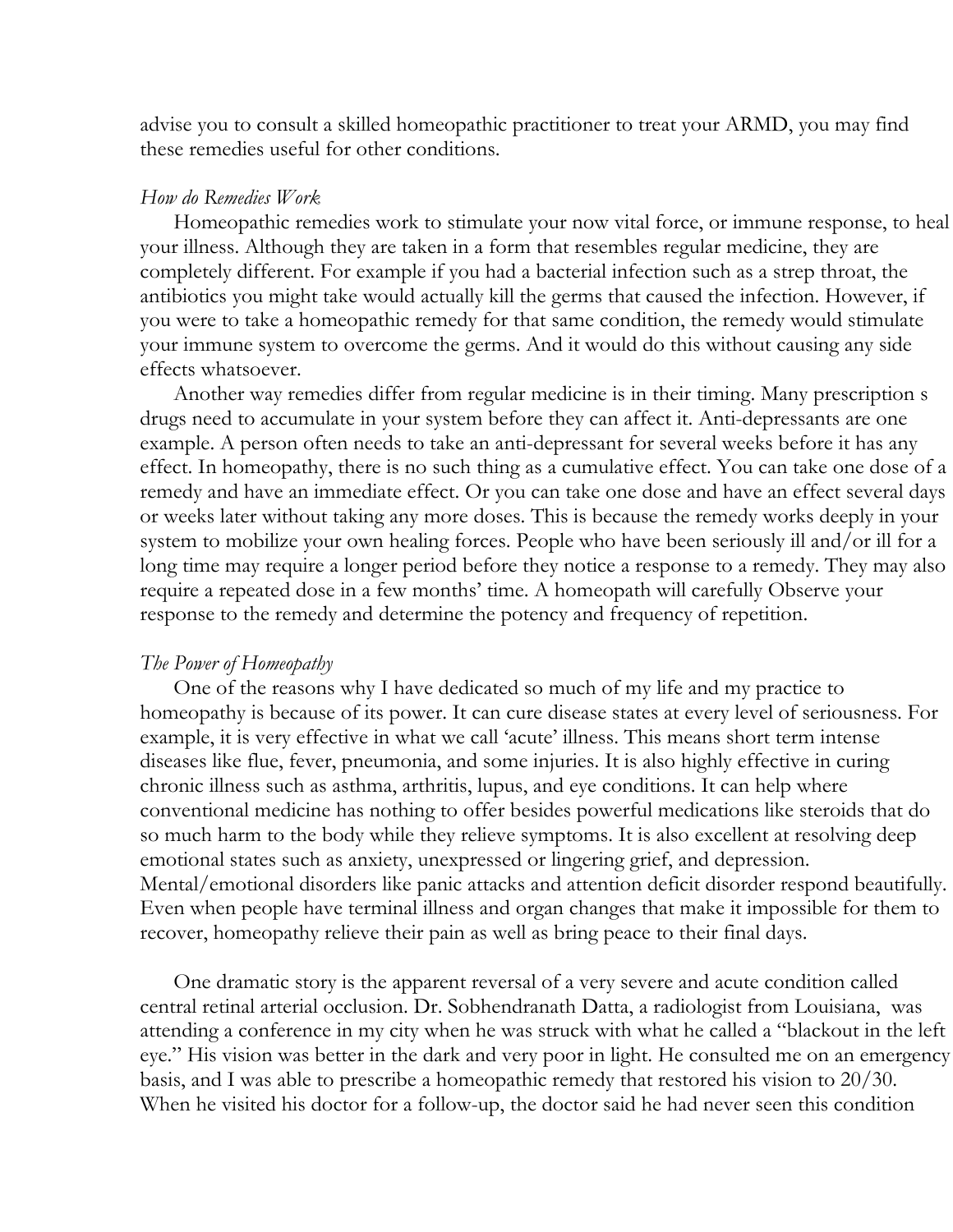advise you to consult a skilled homeopathic practitioner to treat your ARMD, you may find these remedies useful for other conditions.

*How do Remedies Work*

Homeopathic remedies work to stimulate your now vital force, or immune response, to heal your illness. Although they are taken in a form that resembles regular medicine, they are completely different. For example if you had a bacterial infection such as a strep throat, the antibiotics you might take would actually kill the germs that caused the infection. However, if you were to take a homeopathic remedy for that same condition, the remedy would stimulate your immune system to overcome the germs. And it would do this without causing any side effects whatsoever.

Another way remedies differ from regular medicine is in their timing. Many prescription s drugs need to accumulate in your system before they can affect it. Anti-depressants are one example. A person often needs to take an anti-depressant for several weeks before it has any effect. In homeopathy, there is no such thing as a cumulative effect. You can take one dose of a remedy and have an immediate effect. Or you can take one dose and have an effect several days or weeks later without taking any more doses. This is because the remedy works deeply in your system to mobilize your own healing forces. People who have been seriously ill and/or ill for a long time may require a longer period before they notice a response to a remedy. They may also require a repeated dose in a few months' time. A homeopath will carefully Observe your response to the remedy and determine the potency and frequency of repetition.

*The Power of Homeopathy*

One of the reasons why I have dedicated so much of my life and my practice to homeopathy is because of its power. It can cure disease states at every level of seriousness. For example, it is very effective in what we call 'acute' illness. This means short term intense diseases like flue, fever, pneumonia, and some injuries. It is also highly effective in curing chronic illness such as asthma, arthritis, lupus, and eye conditions. It can help where conventional medicine has nothing to offer besides powerful medications like steroids that do so much harm to the body while they relieve symptoms. It is also excellent at resolving deep emotional states such as anxiety, unexpressed or lingering grief, and depression. Mental/emotional disorders like panic attacks and attention deficit disorder respond beautifully. Even when people have terminal illness and organ changes that make it impossible for them to recover, homeopathy relieve their pain as well as bring peace to their final days.

One dramatic story is the apparent reversal of a very severe and acute condition called central retinal arterial occlusion. Dr. Sobhendranath Datta, a radiologist from Louisiana, was attending a conference in my city when he was struck with what he called a "blackout in the left eye." His vision was better in the dark and very poor in light. He consulted me on an emergency basis, and I was able to prescribe a homeopathic remedy that restored his vision to 20/30. When he visited his doctor for a follow-up, the doctor said he had never seen this condition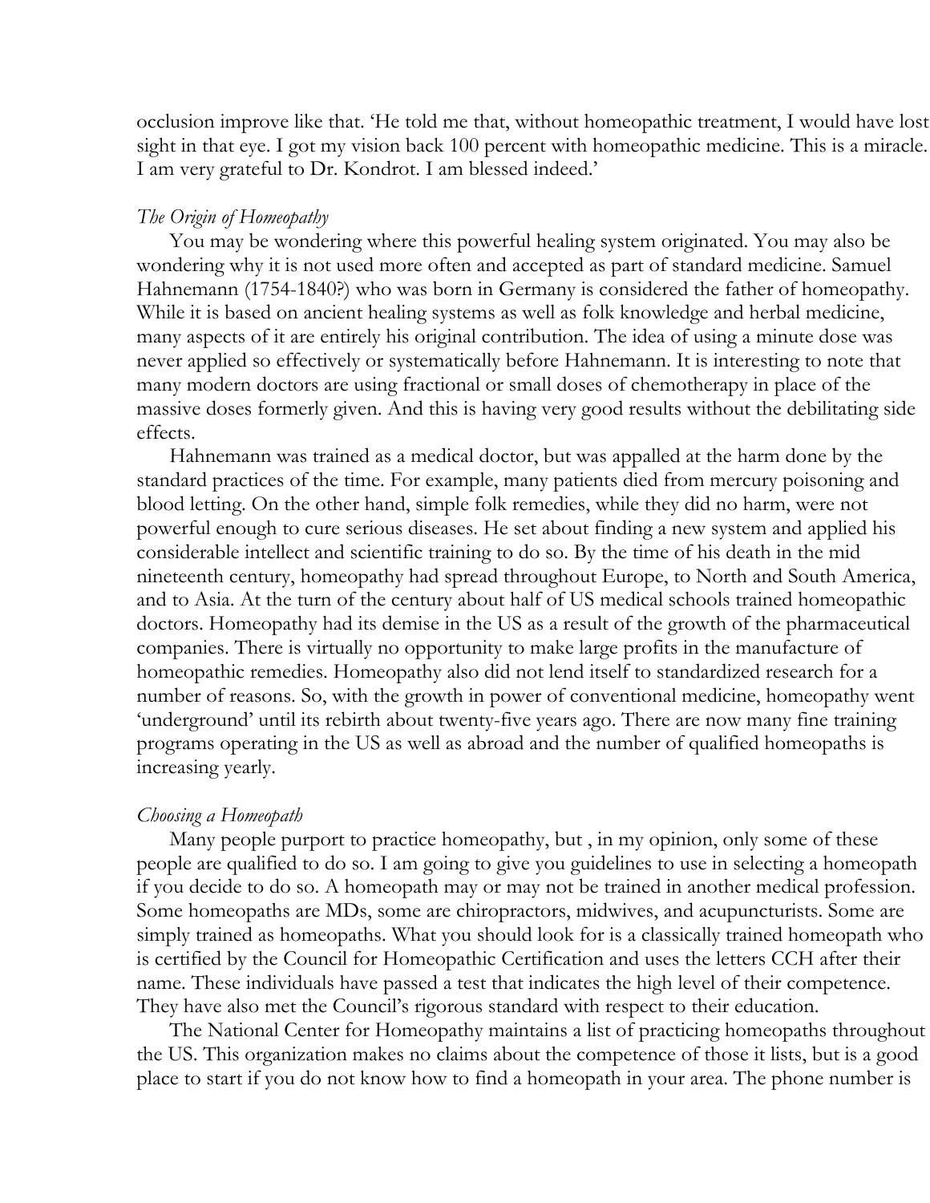occlusion improve like that. 'He told me that, without homeopathic treatment, I would have lost sight in that eye. I got my vision back 100 percent with homeopathic medicine. This is a miracle. I am very grateful to Dr. Kondrot. I am blessed indeed.'

*The Origin of Homeopathy*

You may be wondering where this powerful healing system originated. You may also be wondering why it is not used more often and accepted as part of standard medicine. Samuel Hahnemann (1754-1840?) who was born in Germany is considered the father of homeopathy. While it is based on ancient healing systems as well as folk knowledge and herbal medicine, many aspects of it are entirely his original contribution. The idea of using a minute dose was never applied so effectively or systematically before Hahnemann. It is interesting to note that many modern doctors are using fractional or small doses of chemotherapy in place of the massive doses formerly given. And this is having very good results without the debilitating side effects.

Hahnemann was trained as a medical doctor, but was appalled at the harm done by the standard practices of the time. For example, many patients died from mercury poisoning and blood letting. On the other hand, simple folk remedies, while they did no harm, were not powerful enough to cure serious diseases. He set about finding a new system and applied his considerable intellect and scientific training to do so. By the time of his death in the mid nineteenth century, homeopathy had spread throughout Europe, to North and South America, and to Asia. At the turn of the century about half of US medical schools trained homeopathic doctors. Homeopathy had its demise in the US as a result of the growth of the pharmaceutical companies. There is virtually no opportunity to make large profits in the manufacture of homeopathic remedies. Homeopathy also did not lend itself to standardized research for a number of reasons. So, with the growth in power of conventional medicine, homeopathy went 'underground' until its rebirth about twenty-five years ago. There are now many fine training programs operating in the US as well as abroad and the number of qualified homeopaths is increasing yearly.

*Choosing a Homeopath*

Many people purport to practice homeopathy, but , in my opinion, only some of these people are qualified to do so. I am going to give you guidelines to use in selecting a homeopath if you decide to do so. A homeopath may or may not be trained in another medical profession. Some homeopaths are MDs, some are chiropractors, midwives, and acupuncturists. Some are simply trained as homeopaths. What you should look for is a classically trained homeopath who is certified by the Council for Homeopathic Certification and uses the letters CCH after their name. These individuals have passed a test that indicates the high level of their competence. They have also met the Council's rigorous standard with respect to their education.

The National Center for Homeopathy maintains a list of practicing homeopaths throughout the US. This organization makes no claims about the competence of those it lists, but is a good place to start if you do not know how to find a homeopath in your area. The phone number is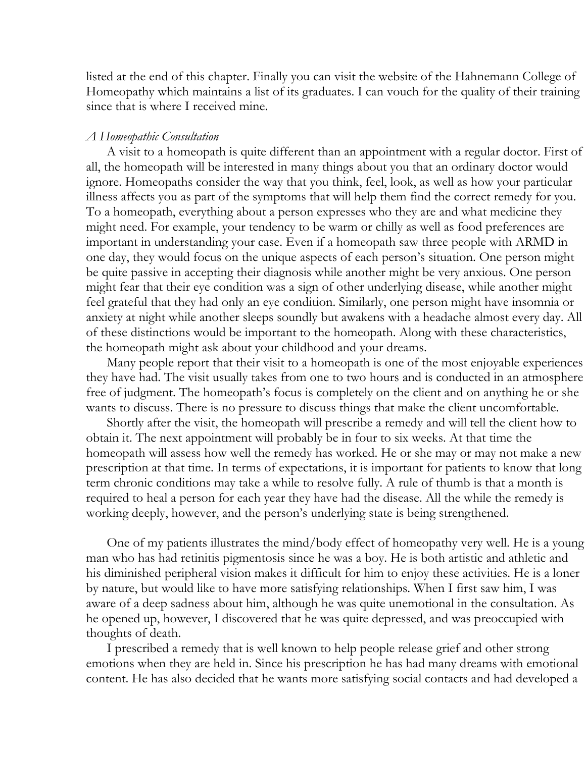listed at the end of this chapter. Finally you can visit the website of the Hahnemann College of Homeopathy which maintains a list of its graduates. I can vouch for the quality of their training since that is where I received mine.

*A Homeopathic Consultation*

A visit to a homeopath is quite different than an appointment with a regular doctor. First of all, the homeopath will be interested in many things about you that an ordinary doctor would ignore. Homeopaths consider the way that you think, feel, look, as well as how your particular illness affects you as part of the symptoms that will help them find the correct remedy for you. To a homeopath, everything about a person expresses who they are and what medicine they might need. For example, your tendency to be warm or chilly as well as food preferences are important in understanding your case. Even if a homeopath saw three people with ARMD in one day, they would focus on the unique aspects of each person's situation. One person might be quite passive in accepting their diagnosis while another might be very anxious. One person might fear that their eye condition was a sign of other underlying disease, while another might feel grateful that they had only an eye condition. Similarly, one person might have insomnia or anxiety at night while another sleeps soundly but awakens with a headache almost every day. All of these distinctions would be important to the homeopath. Along with these characteristics, the homeopath might ask about your childhood and your dreams.

Many people report that their visit to a homeopath is one of the most enjoyable experiences they have had. The visit usually takes from one to two hours and is conducted in an atmosphere free of judgment. The homeopath's focus is completely on the client and on anything he or she wants to discuss. There is no pressure to discuss things that make the client uncomfortable.

Shortly after the visit, the homeopath will prescribe a remedy and will tell the client how to obtain it. The next appointment will probably be in four to six weeks. At that time the homeopath will assess how well the remedy has worked. He or she may or may not make a new prescription at that time. In terms of expectations, it is important for patients to know that long term chronic conditions may take a while to resolve fully. A rule of thumb is that a month is required to heal a person for each year they have had the disease. All the while the remedy is working deeply, however, and the person's underlying state is being strengthened.

One of my patients illustrates the mind/body effect of homeopathy very well. He is a young man who has had retinitis pigmentosis since he was a boy. He is both artistic and athletic and his diminished peripheral vision makes it difficult for him to enjoy these activities. He is a loner by nature, but would like to have more satisfying relationships. When I first saw him, I was aware of a deep sadness about him, although he was quite unemotional in the consultation. As he opened up, however, I discovered that he was quite depressed, and was preoccupied with thoughts of death.

I prescribed a remedy that is well known to help people release grief and other strong emotions when they are held in. Since his prescription he has had many dreams with emotional content. He has also decided that he wants more satisfying social contacts and had developed a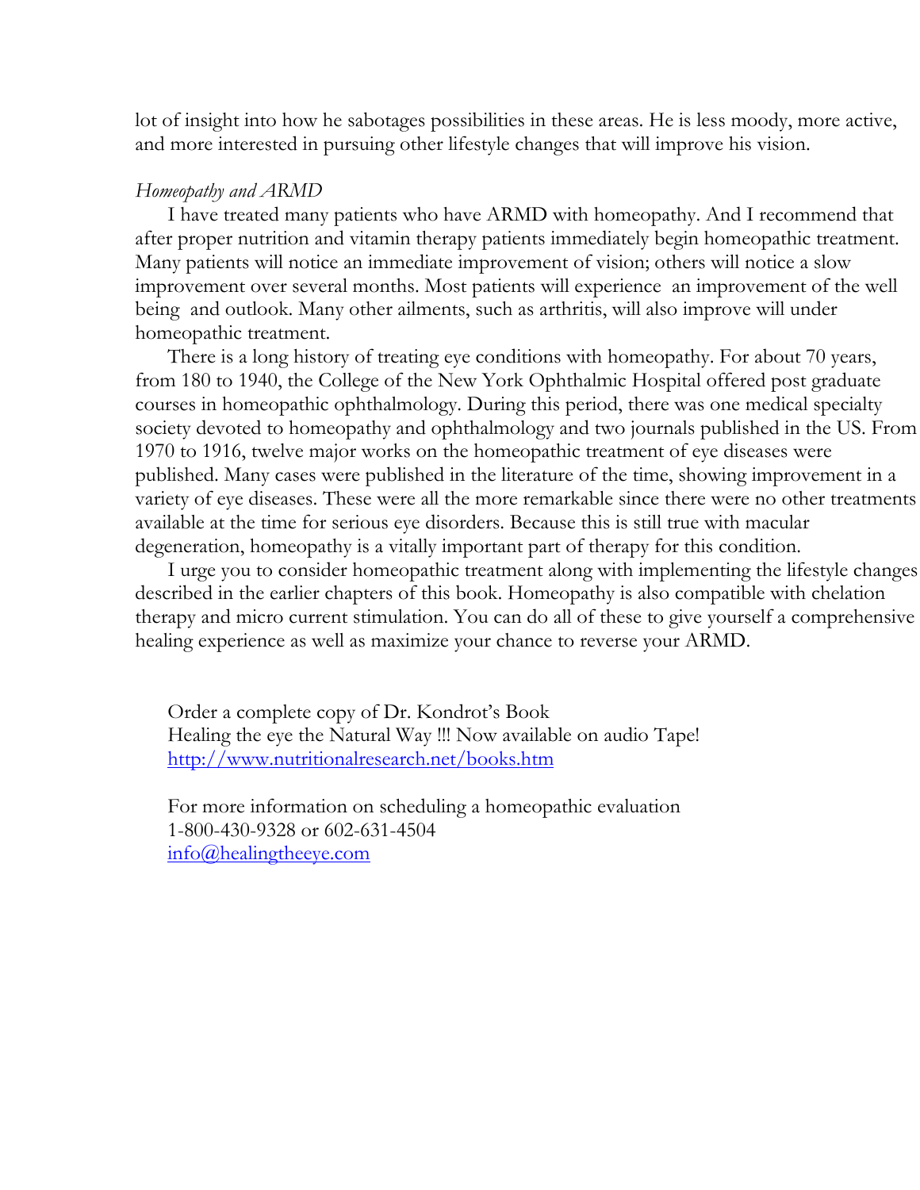lot of insight into how he sabotages possibilities in these areas. He is less moody, more active, and more interested in pursuing other lifestyle changes that will improve his vision.

*Homeopathy and ARMD*

I have treated many patients who have ARMD with homeopathy. And I recommend that after proper nutrition and vitamin therapy patients immediately begin homeopathic treatment. Many patients will notice an immediate improvement of vision; others will notice a slow improvement over several months. Most patients will experience an improvement of the well being and outlook. Many other ailments, such as arthritis, will also improve will under homeopathic treatment.

There is a long history of treating eye conditions with homeopathy. For about 70 years, from 180 to 1940, the College of the New York Ophthalmic Hospital offered post graduate courses in homeopathic ophthalmology. During this period, there was one medical specialty society devoted to homeopathy and ophthalmology and two journals published in the US. From 1970 to 1916, twelve major works on the homeopathic treatment of eye diseases were published. Many cases were published in the literature of the time, showing improvement in a variety of eye diseases. These were all the more remarkable since there were no other treatments available at the time for serious eye disorders. Because this is still true with macular degeneration, homeopathy is a vitally important part of therapy for this condition.

I urge you to consider homeopathic treatment along with implementing the lifestyle changes described in the earlier chapters of this book. Homeopathy is also compatible with chelation therapy and micro current stimulation. You can do all of these to give yourself a comprehensive healing experience as well as maximize your chance to reverse your ARMD.

Order a complete copy of Dr. Kondrot's Book
Healing the eye the Natural Way !!! Now available on audio Tape!
http://www.nutritionalresearch.net/books.htm

For more information on scheduling a homeopathic evaluation
1-800-430-9328 or 602-631-4504
info@healingtheeye.com